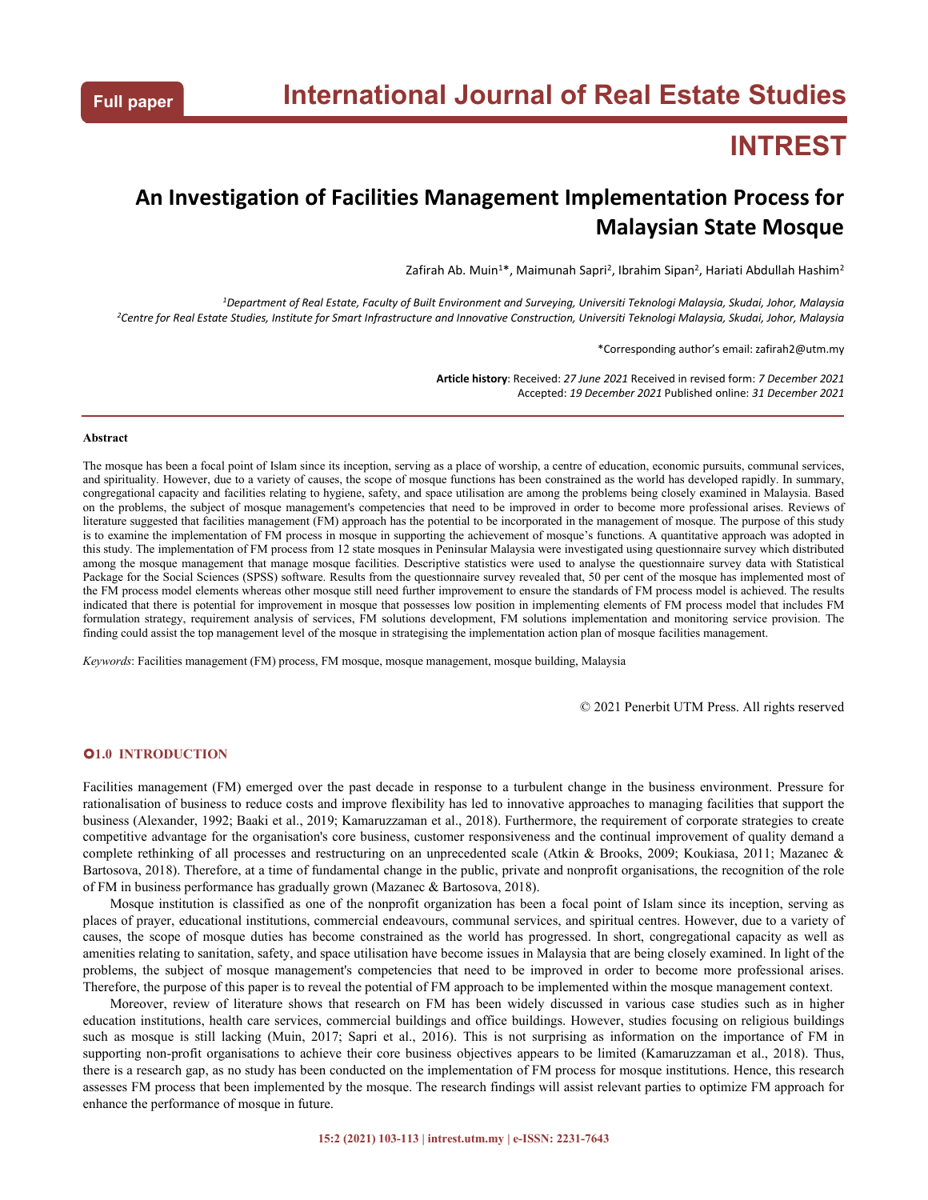Full paper

# International Journal of Real Estate Studies

# INTREST

# An Investigation of Facilities Management Implementation Process for Malaysian State Mosque

Zafirah Ab. Muin[1]*, Maimunah Sapri[2], Ibrahim Sipan[2], Hariati Abdullah Hashim[2]

[1]*Department of Real Estate, Faculty of Built Environment and Surveying, Universiti Teknologi Malaysia, Skudai, Johor, Malaysia*
[2]*Centre for Real Estate Studies, Institute for Smart Infrastructure and Innovative Construction, Universiti Teknologi Malaysia, Skudai, Johor, Malaysia*

*Corresponding author's email: zafirah2@utm.my

**Article history**: Received: *27 June 2021* Received in revised form: *7 December 2021*
Accepted: *19 December 2021* Published online: *31 December 2021*

---

**Abstract**

The mosque has been a focal point of Islam since its inception, serving as a place of worship, a centre of education, economic pursuits, communal services, and spirituality. However, due to a variety of causes, the scope of mosque functions has been constrained as the world has developed rapidly. In summary, congregational capacity and facilities relating to hygiene, safety, and space utilisation are among the problems being closely examined in Malaysia. Based on the problems, the subject of mosque management's competencies that need to be improved in order to become more professional arises. Reviews of literature suggested that facilities management (FM) approach has the potential to be incorporated in the management of mosque. The purpose of this study is to examine the implementation of FM process in mosque in supporting the achievement of mosque's functions. A quantitative approach was adopted in this study. The implementation of FM process from 12 state mosques in Peninsular Malaysia were investigated using questionnaire survey which distributed among the mosque management that manage mosque facilities. Descriptive statistics were used to analyse the questionnaire survey data with Statistical Package for the Social Sciences (SPSS) software. Results from the questionnaire survey revealed that, 50 per cent of the mosque has implemented most of the FM process model elements whereas other mosque still need further improvement to ensure the standards of FM process model is achieved. The results indicated that there is potential for improvement in mosque that possesses low position in implementing elements of FM process model that includes FM formulation strategy, requirement analysis of services, FM solutions development, FM solutions implementation and monitoring service provision. The finding could assist the top management level of the mosque in strategising the implementation action plan of mosque facilities management.

*Keywords*: Facilities management (FM) process, FM mosque, mosque management, mosque building, Malaysia

© 2021 Penerbit UTM Press. All rights reserved

## 1.0 INTRODUCTION

Facilities management (FM) emerged over the past decade in response to a turbulent change in the business environment. Pressure for rationalisation of business to reduce costs and improve flexibility has led to innovative approaches to managing facilities that support the business (Alexander, 1992; Baaki et al., 2019; Kamaruzzaman et al., 2018). Furthermore, the requirement of corporate strategies to create competitive advantage for the organisation's core business, customer responsiveness and the continual improvement of quality demand a complete rethinking of all processes and restructuring on an unprecedented scale (Atkin & Brooks, 2009; Koukiasa, 2011; Mazanec & Bartosova, 2018). Therefore, at a time of fundamental change in the public, private and nonprofit organisations, the recognition of the role of FM in business performance has gradually grown (Mazanec & Bartosova, 2018).

Mosque institution is classified as one of the nonprofit organization has been a focal point of Islam since its inception, serving as places of prayer, educational institutions, commercial endeavours, communal services, and spiritual centres. However, due to a variety of causes, the scope of mosque duties has become constrained as the world has progressed. In short, congregational capacity as well as amenities relating to sanitation, safety, and space utilisation have become issues in Malaysia that are being closely examined. In light of the problems, the subject of mosque management's competencies that need to be improved in order to become more professional arises. Therefore, the purpose of this paper is to reveal the potential of FM approach to be implemented within the mosque management context.

Moreover, review of literature shows that research on FM has been widely discussed in various case studies such as in higher education institutions, health care services, commercial buildings and office buildings. However, studies focusing on religious buildings such as mosque is still lacking (Muin, 2017; Sapri et al., 2016). This is not surprising as information on the importance of FM in supporting non-profit organisations to achieve their core business objectives appears to be limited (Kamaruzzaman et al., 2018). Thus, there is a research gap, as no study has been conducted on the implementation of FM process for mosque institutions. Hence, this research assesses FM process that been implemented by the mosque. The research findings will assist relevant parties to optimize FM approach for enhance the performance of mosque in future.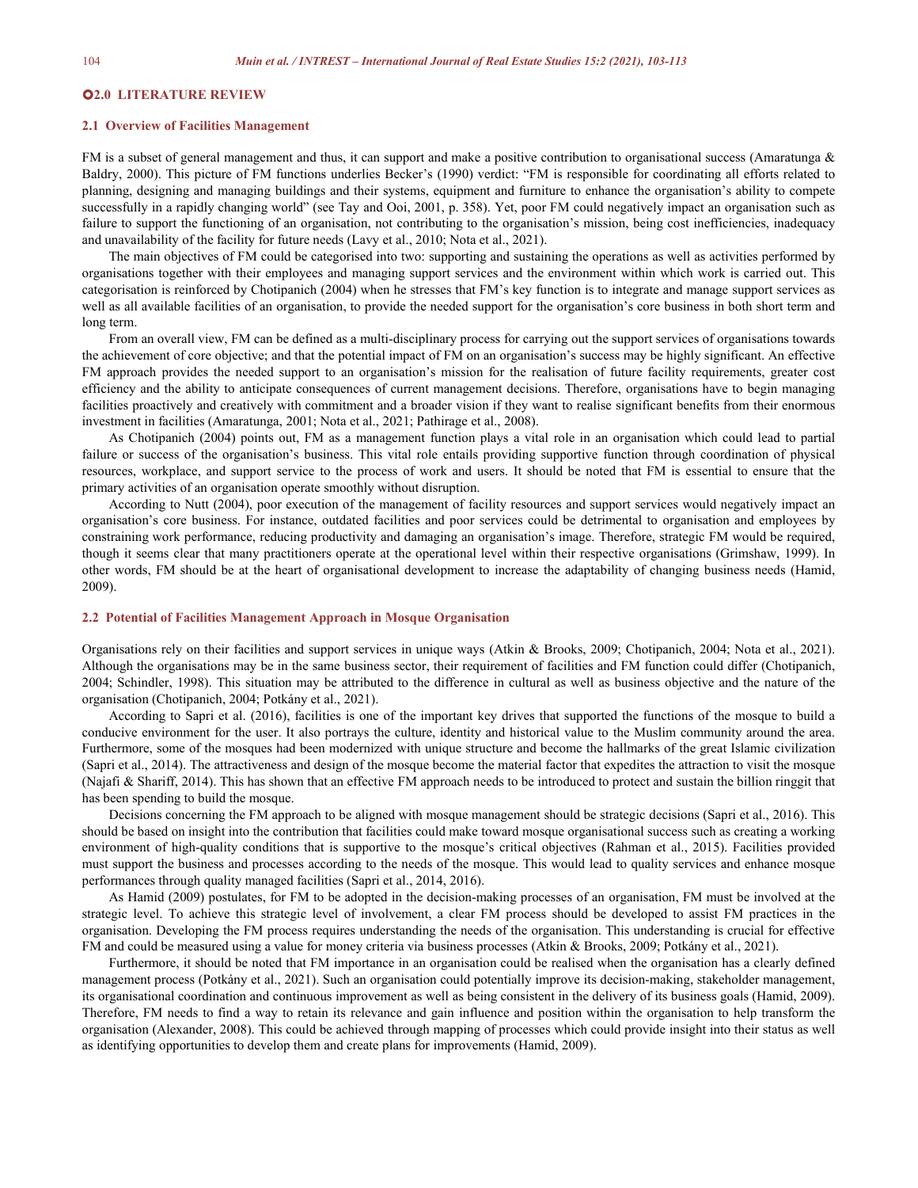## 2.0 LITERATURE REVIEW

### 2.1 Overview of Facilities Management

FM is a subset of general management and thus, it can support and make a positive contribution to organisational success (Amaratunga & Baldry, 2000). This picture of FM functions underlies Becker's (1990) verdict: "FM is responsible for coordinating all efforts related to planning, designing and managing buildings and their systems, equipment and furniture to enhance the organisation's ability to compete successfully in a rapidly changing world" (see Tay and Ooi, 2001, p. 358). Yet, poor FM could negatively impact an organisation such as failure to support the functioning of an organisation, not contributing to the organisation's mission, being cost inefficiencies, inadequacy and unavailability of the facility for future needs (Lavy et al., 2010; Nota et al., 2021).

The main objectives of FM could be categorised into two: supporting and sustaining the operations as well as activities performed by organisations together with their employees and managing support services and the environment within which work is carried out. This categorisation is reinforced by Chotipanich (2004) when he stresses that FM's key function is to integrate and manage support services as well as all available facilities of an organisation, to provide the needed support for the organisation's core business in both short term and long term.

From an overall view, FM can be defined as a multi-disciplinary process for carrying out the support services of organisations towards the achievement of core objective; and that the potential impact of FM on an organisation's success may be highly significant. An effective FM approach provides the needed support to an organisation's mission for the realisation of future facility requirements, greater cost efficiency and the ability to anticipate consequences of current management decisions. Therefore, organisations have to begin managing facilities proactively and creatively with commitment and a broader vision if they want to realise significant benefits from their enormous investment in facilities (Amaratunga, 2001; Nota et al., 2021; Pathirage et al., 2008).

As Chotipanich (2004) points out, FM as a management function plays a vital role in an organisation which could lead to partial failure or success of the organisation's business. This vital role entails providing supportive function through coordination of physical resources, workplace, and support service to the process of work and users. It should be noted that FM is essential to ensure that the primary activities of an organisation operate smoothly without disruption.

According to Nutt (2004), poor execution of the management of facility resources and support services would negatively impact an organisation's core business. For instance, outdated facilities and poor services could be detrimental to organisation and employees by constraining work performance, reducing productivity and damaging an organisation's image. Therefore, strategic FM would be required, though it seems clear that many practitioners operate at the operational level within their respective organisations (Grimshaw, 1999). In other words, FM should be at the heart of organisational development to increase the adaptability of changing business needs (Hamid, 2009).

### 2.2 Potential of Facilities Management Approach in Mosque Organisation

Organisations rely on their facilities and support services in unique ways (Atkin & Brooks, 2009; Chotipanich, 2004; Nota et al., 2021). Although the organisations may be in the same business sector, their requirement of facilities and FM function could differ (Chotipanich, 2004; Schindler, 1998). This situation may be attributed to the difference in cultural as well as business objective and the nature of the organisation (Chotipanich, 2004; Potkány et al., 2021).

According to Sapri et al. (2016), facilities is one of the important key drives that supported the functions of the mosque to build a conducive environment for the user. It also portrays the culture, identity and historical value to the Muslim community around the area. Furthermore, some of the mosques had been modernized with unique structure and become the hallmarks of the great Islamic civilization (Sapri et al., 2014). The attractiveness and design of the mosque become the material factor that expedites the attraction to visit the mosque (Najafi & Shariff, 2014). This has shown that an effective FM approach needs to be introduced to protect and sustain the billion ringgit that has been spending to build the mosque.

Decisions concerning the FM approach to be aligned with mosque management should be strategic decisions (Sapri et al., 2016). This should be based on insight into the contribution that facilities could make toward mosque organisational success such as creating a working environment of high-quality conditions that is supportive to the mosque's critical objectives (Rahman et al., 2015). Facilities provided must support the business and processes according to the needs of the mosque. This would lead to quality services and enhance mosque performances through quality managed facilities (Sapri et al., 2014, 2016).

As Hamid (2009) postulates, for FM to be adopted in the decision-making processes of an organisation, FM must be involved at the strategic level. To achieve this strategic level of involvement, a clear FM process should be developed to assist FM practices in the organisation. Developing the FM process requires understanding the needs of the organisation. This understanding is crucial for effective FM and could be measured using a value for money criteria via business processes (Atkin & Brooks, 2009; Potkány et al., 2021).

Furthermore, it should be noted that FM importance in an organisation could be realised when the organisation has a clearly defined management process (Potkány et al., 2021). Such an organisation could potentially improve its decision-making, stakeholder management, its organisational coordination and continuous improvement as well as being consistent in the delivery of its business goals (Hamid, 2009). Therefore, FM needs to find a way to retain its relevance and gain influence and position within the organisation to help transform the organisation (Alexander, 2008). This could be achieved through mapping of processes which could provide insight into their status as well as identifying opportunities to develop them and create plans for improvements (Hamid, 2009).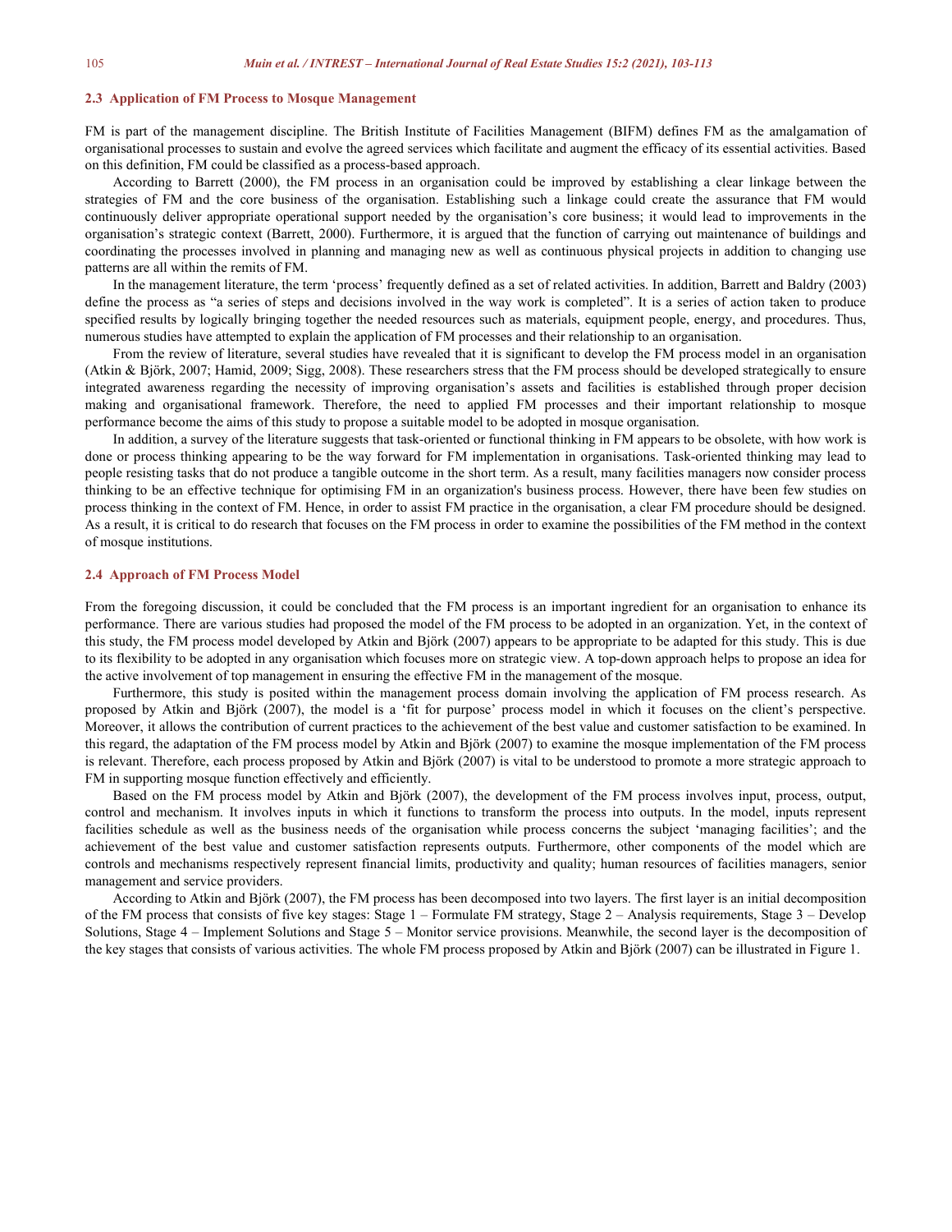## 2.3 Application of FM Process to Mosque Management

FM is part of the management discipline. The British Institute of Facilities Management (BIFM) defines FM as the amalgamation of organisational processes to sustain and evolve the agreed services which facilitate and augment the efficacy of its essential activities. Based on this definition, FM could be classified as a process-based approach.

According to Barrett (2000), the FM process in an organisation could be improved by establishing a clear linkage between the strategies of FM and the core business of the organisation. Establishing such a linkage could create the assurance that FM would continuously deliver appropriate operational support needed by the organisation's core business; it would lead to improvements in the organisation's strategic context (Barrett, 2000). Furthermore, it is argued that the function of carrying out maintenance of buildings and coordinating the processes involved in planning and managing new as well as continuous physical projects in addition to changing use patterns are all within the remits of FM.

In the management literature, the term 'process' frequently defined as a set of related activities. In addition, Barrett and Baldry (2003) define the process as "a series of steps and decisions involved in the way work is completed". It is a series of action taken to produce specified results by logically bringing together the needed resources such as materials, equipment people, energy, and procedures. Thus, numerous studies have attempted to explain the application of FM processes and their relationship to an organisation.

From the review of literature, several studies have revealed that it is significant to develop the FM process model in an organisation (Atkin & Björk, 2007; Hamid, 2009; Sigg, 2008). These researchers stress that the FM process should be developed strategically to ensure integrated awareness regarding the necessity of improving organisation's assets and facilities is established through proper decision making and organisational framework. Therefore, the need to applied FM processes and their important relationship to mosque performance become the aims of this study to propose a suitable model to be adopted in mosque organisation.

In addition, a survey of the literature suggests that task-oriented or functional thinking in FM appears to be obsolete, with how work is done or process thinking appearing to be the way forward for FM implementation in organisations. Task-oriented thinking may lead to people resisting tasks that do not produce a tangible outcome in the short term. As a result, many facilities managers now consider process thinking to be an effective technique for optimising FM in an organization's business process. However, there have been few studies on process thinking in the context of FM. Hence, in order to assist FM practice in the organisation, a clear FM procedure should be designed. As a result, it is critical to do research that focuses on the FM process in order to examine the possibilities of the FM method in the context of mosque institutions.

## 2.4 Approach of FM Process Model

From the foregoing discussion, it could be concluded that the FM process is an important ingredient for an organisation to enhance its performance. There are various studies had proposed the model of the FM process to be adopted in an organization. Yet, in the context of this study, the FM process model developed by Atkin and Björk (2007) appears to be appropriate to be adapted for this study. This is due to its flexibility to be adopted in any organisation which focuses more on strategic view. A top-down approach helps to propose an idea for the active involvement of top management in ensuring the effective FM in the management of the mosque.

Furthermore, this study is posited within the management process domain involving the application of FM process research. As proposed by Atkin and Björk (2007), the model is a 'fit for purpose' process model in which it focuses on the client's perspective. Moreover, it allows the contribution of current practices to the achievement of the best value and customer satisfaction to be examined. In this regard, the adaptation of the FM process model by Atkin and Björk (2007) to examine the mosque implementation of the FM process is relevant. Therefore, each process proposed by Atkin and Björk (2007) is vital to be understood to promote a more strategic approach to FM in supporting mosque function effectively and efficiently.

Based on the FM process model by Atkin and Björk (2007), the development of the FM process involves input, process, output, control and mechanism. It involves inputs in which it functions to transform the process into outputs. In the model, inputs represent facilities schedule as well as the business needs of the organisation while process concerns the subject 'managing facilities'; and the achievement of the best value and customer satisfaction represents outputs. Furthermore, other components of the model which are controls and mechanisms respectively represent financial limits, productivity and quality; human resources of facilities managers, senior management and service providers.

According to Atkin and Björk (2007), the FM process has been decomposed into two layers. The first layer is an initial decomposition of the FM process that consists of five key stages: Stage 1 – Formulate FM strategy, Stage 2 – Analysis requirements, Stage 3 – Develop Solutions, Stage 4 – Implement Solutions and Stage 5 – Monitor service provisions. Meanwhile, the second layer is the decomposition of the key stages that consists of various activities. The whole FM process proposed by Atkin and Björk (2007) can be illustrated in Figure 1.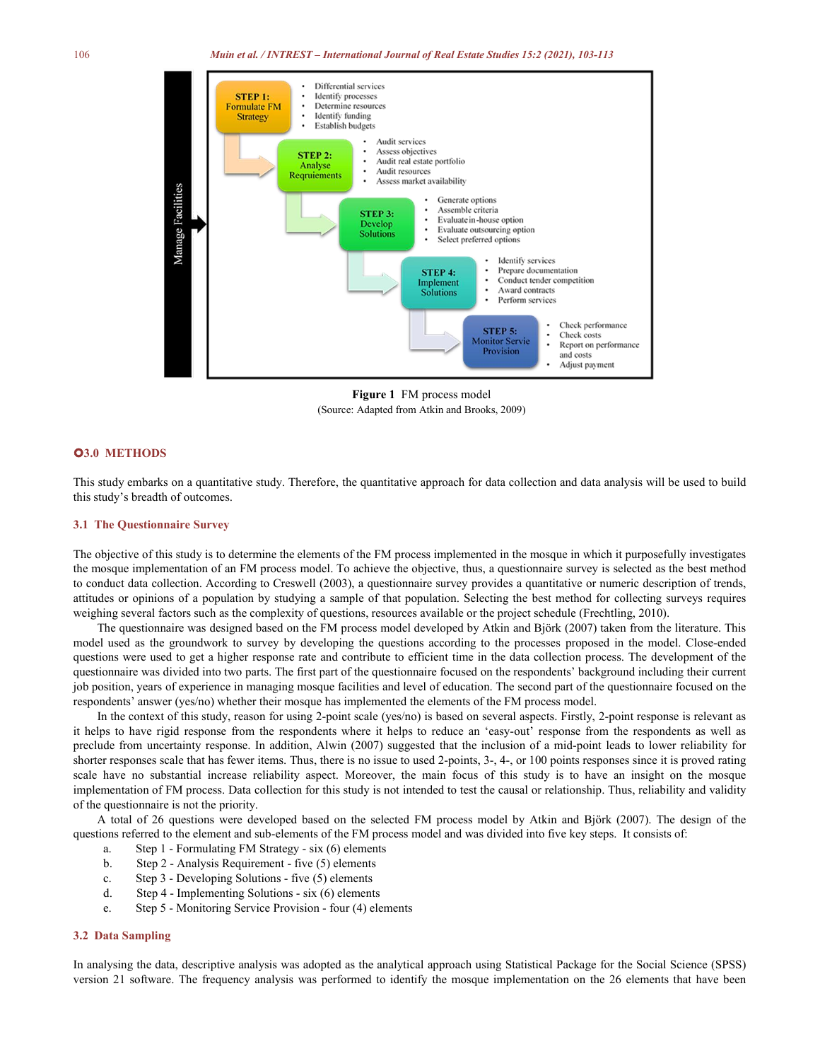Manage Facilities

**STEP 1: Formulate FM Strategy**
- Differential services
- Identify processes
- Determine resources
- Identify funding
- Establish budgets

**STEP 2: Analyse Reqruiements**
- Audit services
- Assess objectives
- Audit real estate portfolio
- Audit resources
- Assess market availability

**STEP 3: Develop Solutions**
- Generate options
- Assemble criteria
- Evaluatein-house option
- Evaluate outsourcing option
- Select preferred options

**STEP 4: Implement Solutions**
- Identify services
- Prepare documentation
- Conduct tender competition
- Award contracts
- Perform services

**STEP 5: Monitor Servie Provision**
- Check performance
- Check costs
- Report on performance and costs
- Adjust payment

**Figure 1** FM process model
(Source: Adapted from Atkin and Brooks, 2009)

## 3.0 METHODS

This study embarks on a quantitative study. Therefore, the quantitative approach for data collection and data analysis will be used to build this study's breadth of outcomes.

### 3.1 The Questionnaire Survey

The objective of this study is to determine the elements of the FM process implemented in the mosque in which it purposefully investigates the mosque implementation of an FM process model. To achieve the objective, thus, a questionnaire survey is selected as the best method to conduct data collection. According to Creswell (2003), a questionnaire survey provides a quantitative or numeric description of trends, attitudes or opinions of a population by studying a sample of that population. Selecting the best method for collecting surveys requires weighing several factors such as the complexity of questions, resources available or the project schedule (Frechtling, 2010).

The questionnaire was designed based on the FM process model developed by Atkin and Björk (2007) taken from the literature. This model used as the groundwork to survey by developing the questions according to the processes proposed in the model. Close-ended questions were used to get a higher response rate and contribute to efficient time in the data collection process. The development of the questionnaire was divided into two parts. The first part of the questionnaire focused on the respondents' background including their current job position, years of experience in managing mosque facilities and level of education. The second part of the questionnaire focused on the respondents' answer (yes/no) whether their mosque has implemented the elements of the FM process model.

In the context of this study, reason for using 2-point scale (yes/no) is based on several aspects. Firstly, 2-point response is relevant as it helps to have rigid response from the respondents where it helps to reduce an 'easy-out' response from the respondents as well as preclude from uncertainty response. In addition, Alwin (2007) suggested that the inclusion of a mid-point leads to lower reliability for shorter responses scale that has fewer items. Thus, there is no issue to used 2-points, 3-, 4-, or 100 points responses since it is proved rating scale have no substantial increase reliability aspect. Moreover, the main focus of this study is to have an insight on the mosque implementation of FM process. Data collection for this study is not intended to test the causal or relationship. Thus, reliability and validity of the questionnaire is not the priority.

A total of 26 questions were developed based on the selected FM process model by Atkin and Björk (2007). The design of the questions referred to the element and sub-elements of the FM process model and was divided into five key steps. It consists of:

a. Step 1 - Formulating FM Strategy - six (6) elements
b. Step 2 - Analysis Requirement - five (5) elements
c. Step 3 - Developing Solutions - five (5) elements
d. Step 4 - Implementing Solutions - six (6) elements
e. Step 5 - Monitoring Service Provision - four (4) elements

### 3.2 Data Sampling

In analysing the data, descriptive analysis was adopted as the analytical approach using Statistical Package for the Social Science (SPSS) version 21 software. The frequency analysis was performed to identify the mosque implementation on the 26 elements that have been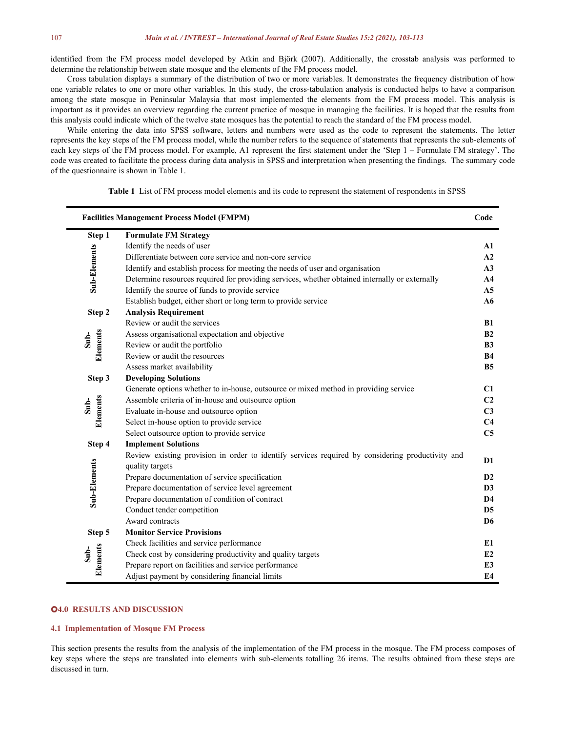identified from the FM process model developed by Atkin and Björk (2007). Additionally, the crosstab analysis was performed to determine the relationship between state mosque and the elements of the FM process model.

Cross tabulation displays a summary of the distribution of two or more variables. It demonstrates the frequency distribution of how one variable relates to one or more other variables. In this study, the cross-tabulation analysis is conducted helps to have a comparison among the state mosque in Peninsular Malaysia that most implemented the elements from the FM process model. This analysis is important as it provides an overview regarding the current practice of mosque in managing the facilities. It is hoped that the results from this analysis could indicate which of the twelve state mosques has the potential to reach the standard of the FM process model.

While entering the data into SPSS software, letters and numbers were used as the code to represent the statements. The letter represents the key steps of the FM process model, while the number refers to the sequence of statements that represents the sub-elements of each key steps of the FM process model. For example, A1 represent the first statement under the 'Step 1 – Formulate FM strategy'. The code was created to facilitate the process during data analysis in SPSS and interpretation when presenting the findings. The summary code of the questionnaire is shown in Table 1.

**Table 1** List of FM process model elements and its code to represent the statement of respondents in SPSS

| Facilities Management Process Model (FMPM) | | Code |
|---|---|---|
| **Step 1** | **Formulate FM Strategy** | |
| Sub-Elements | Identify the needs of user | **A1** |
| | Differentiate between core service and non-core service | **A2** |
| | Identify and establish process for meeting the needs of user and organisation | **A3** |
| | Determine resources required for providing services, whether obtained internally or externally | **A4** |
| | Identify the source of funds to provide service | **A5** |
| | Establish budget, either short or long term to provide service | **A6** |
| **Step 2** | **Analysis Requirement** | |
| Sub-Elements | Review or audit the services | **B1** |
| | Assess organisational expectation and objective | **B2** |
| | Review or audit the portfolio | **B3** |
| | Review or audit the resources | **B4** |
| | Assess market availability | **B5** |
| **Step 3** | **Developing Solutions** | |
| Sub-Elements | Generate options whether to in-house, outsource or mixed method in providing service | **C1** |
| | Assemble criteria of in-house and outsource option | **C2** |
| | Evaluate in-house and outsource option | **C3** |
| | Select in-house option to provide service | **C4** |
| | Select outsource option to provide service | **C5** |
| **Step 4** | **Implement Solutions** | |
| Sub-Elements | Review existing provision in order to identify services required by considering productivity and quality targets | **D1** |
| | Prepare documentation of service specification | **D2** |
| | Prepare documentation of service level agreement | **D3** |
| | Prepare documentation of condition of contract | **D4** |
| | Conduct tender competition | **D5** |
| | Award contracts | **D6** |
| **Step 5** | **Monitor Service Provisions** | |
| Sub-Elements | Check facilities and service performance | **E1** |
| | Check cost by considering productivity and quality targets | **E2** |
| | Prepare report on facilities and service performance | **E3** |
| | Adjust payment by considering financial limits | **E4** |

## 4.0 RESULTS AND DISCUSSION

### 4.1 Implementation of Mosque FM Process

This section presents the results from the analysis of the implementation of the FM process in the mosque. The FM process composes of key steps where the steps are translated into elements with sub-elements totalling 26 items. The results obtained from these steps are discussed in turn.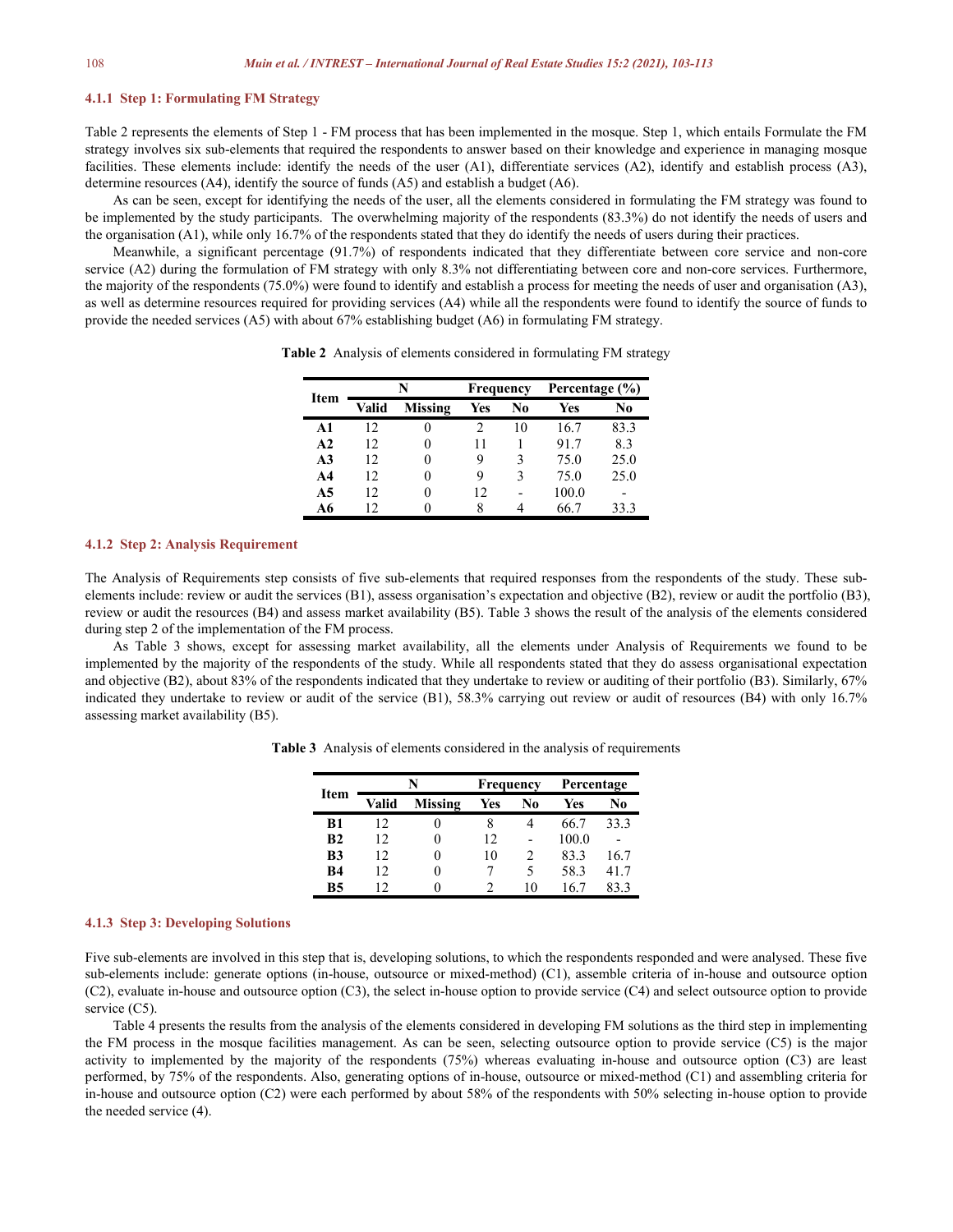#### 4.1.1 Step 1: Formulating FM Strategy

Table 2 represents the elements of Step 1 - FM process that has been implemented in the mosque. Step 1, which entails Formulate the FM strategy involves six sub-elements that required the respondents to answer based on their knowledge and experience in managing mosque facilities. These elements include: identify the needs of the user (A1), differentiate services (A2), identify and establish process (A3), determine resources (A4), identify the source of funds (A5) and establish a budget (A6).

As can be seen, except for identifying the needs of the user, all the elements considered in formulating the FM strategy was found to be implemented by the study participants. The overwhelming majority of the respondents (83.3%) do not identify the needs of users and the organisation (A1), while only 16.7% of the respondents stated that they do identify the needs of users during their practices.

Meanwhile, a significant percentage (91.7%) of respondents indicated that they differentiate between core service and non-core service (A2) during the formulation of FM strategy with only 8.3% not differentiating between core and non-core services. Furthermore, the majority of the respondents (75.0%) were found to identify and establish a process for meeting the needs of user and organisation (A3), as well as determine resources required for providing services (A4) while all the respondents were found to identify the source of funds to provide the needed services (A5) with about 67% establishing budget (A6) in formulating FM strategy.

**Table 2** Analysis of elements considered in formulating FM strategy

| Item | N | | Frequency | | Percentage (%) | |
|---|---|---|---|---|---|---|
| | Valid | Missing | Yes | No | Yes | No |
| A1 | 12 | 0 | 2 | 10 | 16.7 | 83.3 |
| A2 | 12 | 0 | 11 | 1 | 91.7 | 8.3 |
| A3 | 12 | 0 | 9 | 3 | 75.0 | 25.0 |
| A4 | 12 | 0 | 9 | 3 | 75.0 | 25.0 |
| A5 | 12 | 0 | 12 | - | 100.0 | - |
| A6 | 12 | 0 | 8 | 4 | 66.7 | 33.3 |

#### 4.1.2 Step 2: Analysis Requirement

The Analysis of Requirements step consists of five sub-elements that required responses from the respondents of the study. These sub-elements include: review or audit the services (B1), assess organisation's expectation and objective (B2), review or audit the portfolio (B3), review or audit the resources (B4) and assess market availability (B5). Table 3 shows the result of the analysis of the elements considered during step 2 of the implementation of the FM process.

As Table 3 shows, except for assessing market availability, all the elements under Analysis of Requirements we found to be implemented by the majority of the respondents of the study. While all respondents stated that they do assess organisational expectation and objective (B2), about 83% of the respondents indicated that they undertake to review or auditing of their portfolio (B3). Similarly, 67% indicated they undertake to review or audit of the service (B1), 58.3% carrying out review or audit of resources (B4) with only 16.7% assessing market availability (B5).

**Table 3** Analysis of elements considered in the analysis of requirements

| Item | N | | Frequency | | Percentage | |
|---|---|---|---|---|---|---|
| | Valid | Missing | Yes | No | Yes | No |
| B1 | 12 | 0 | 8 | 4 | 66.7 | 33.3 |
| B2 | 12 | 0 | 12 | - | 100.0 | - |
| B3 | 12 | 0 | 10 | 2 | 83.3 | 16.7 |
| B4 | 12 | 0 | 7 | 5 | 58.3 | 41.7 |
| B5 | 12 | 0 | 2 | 10 | 16.7 | 83.3 |

#### 4.1.3 Step 3: Developing Solutions

Five sub-elements are involved in this step that is, developing solutions, to which the respondents responded and were analysed. These five sub-elements include: generate options (in-house, outsource or mixed-method) (C1), assemble criteria of in-house and outsource option (C2), evaluate in-house and outsource option (C3), the select in-house option to provide service (C4) and select outsource option to provide service (C5).

Table 4 presents the results from the analysis of the elements considered in developing FM solutions as the third step in implementing the FM process in the mosque facilities management. As can be seen, selecting outsource option to provide service (C5) is the major activity to implemented by the majority of the respondents (75%) whereas evaluating in-house and outsource option (C3) are least performed, by 75% of the respondents. Also, generating options of in-house, outsource or mixed-method (C1) and assembling criteria for in-house and outsource option (C2) were each performed by about 58% of the respondents with 50% selecting in-house option to provide the needed service (4).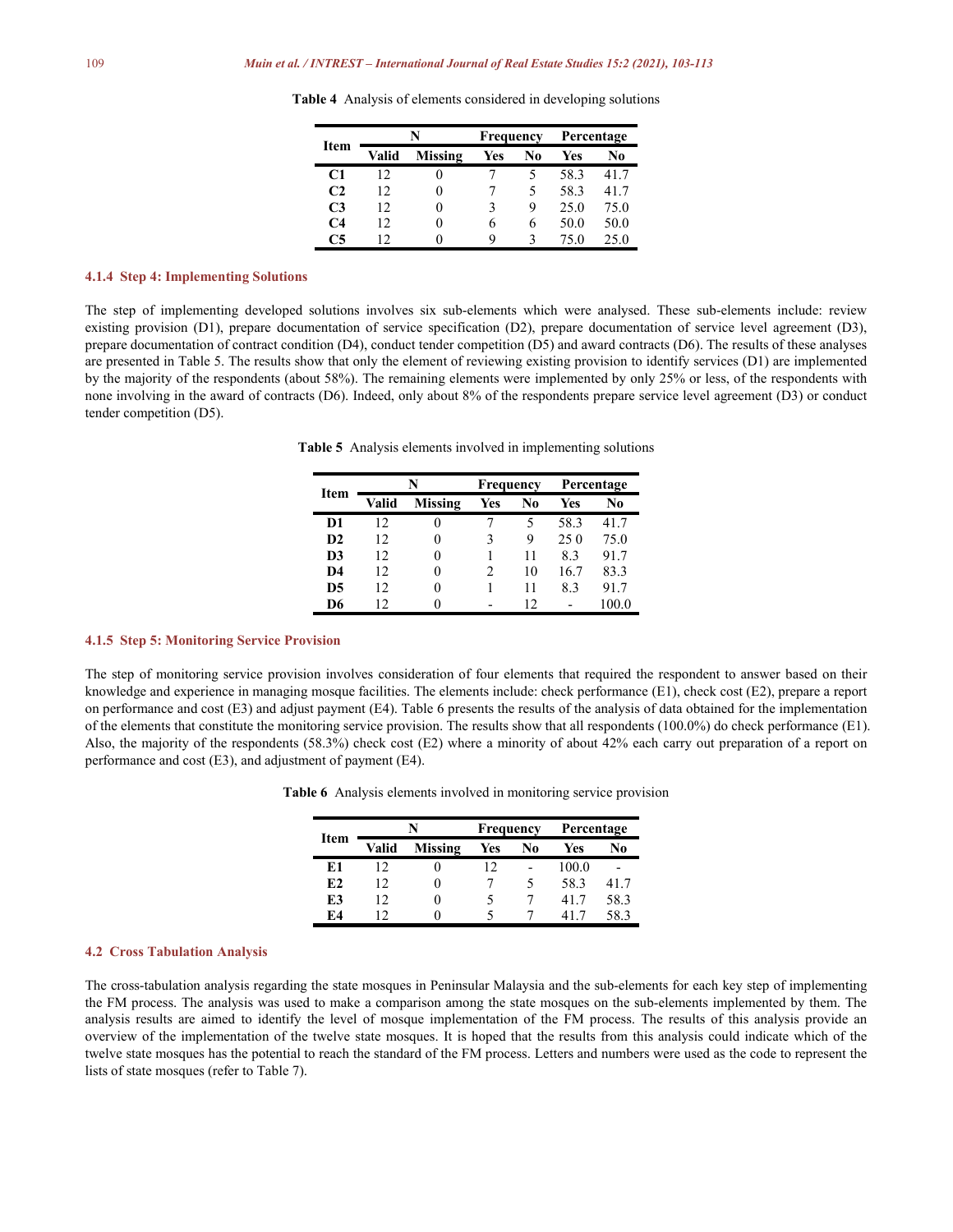**Table 4** Analysis of elements considered in developing solutions

| Item | N | | Frequency | | Percentage | |
|---|---|---|---|---|---|---|
| | Valid | Missing | Yes | No | Yes | No |
| **C1** | 12 | 0 | 7 | 5 | 58.3 | 41.7 |
| **C2** | 12 | 0 | 7 | 5 | 58.3 | 41.7 |
| **C3** | 12 | 0 | 3 | 9 | 25.0 | 75.0 |
| **C4** | 12 | 0 | 6 | 6 | 50.0 | 50.0 |
| **C5** | 12 | 0 | 9 | 3 | 75.0 | 25.0 |

### 4.1.4 Step 4: Implementing Solutions

The step of implementing developed solutions involves six sub-elements which were analysed. These sub-elements include: review existing provision (D1), prepare documentation of service specification (D2), prepare documentation of service level agreement (D3), prepare documentation of contract condition (D4), conduct tender competition (D5) and award contracts (D6). The results of these analyses are presented in Table 5. The results show that only the element of reviewing existing provision to identify services (D1) are implemented by the majority of the respondents (about 58%). The remaining elements were implemented by only 25% or less, of the respondents with none involving in the award of contracts (D6). Indeed, only about 8% of the respondents prepare service level agreement (D3) or conduct tender competition (D5).

**Table 5** Analysis elements involved in implementing solutions

| Item | N | | Frequency | | Percentage | |
|---|---|---|---|---|---|---|
| | Valid | Missing | Yes | No | Yes | No |
| **D1** | 12 | 0 | 7 | 5 | 58.3 | 41.7 |
| **D2** | 12 | 0 | 3 | 9 | 25 0 | 75.0 |
| **D3** | 12 | 0 | 1 | 11 | 8.3 | 91.7 |
| **D4** | 12 | 0 | 2 | 10 | 16.7 | 83.3 |
| **D5** | 12 | 0 | 1 | 11 | 8.3 | 91.7 |
| **D6** | 12 | 0 | - | 12 | - | 100.0 |

### 4.1.5 Step 5: Monitoring Service Provision

The step of monitoring service provision involves consideration of four elements that required the respondent to answer based on their knowledge and experience in managing mosque facilities. The elements include: check performance (E1), check cost (E2), prepare a report on performance and cost (E3) and adjust payment (E4). Table 6 presents the results of the analysis of data obtained for the implementation of the elements that constitute the monitoring service provision. The results show that all respondents (100.0%) do check performance (E1). Also, the majority of the respondents (58.3%) check cost (E2) where a minority of about 42% each carry out preparation of a report on performance and cost (E3), and adjustment of payment (E4).

**Table 6** Analysis elements involved in monitoring service provision

| Item | N | | Frequency | | Percentage | |
|---|---|---|---|---|---|---|
| | Valid | Missing | Yes | No | Yes | No |
| **E1** | 12 | 0 | 12 | - | 100.0 | - |
| **E2** | 12 | 0 | 7 | 5 | 58.3 | 41.7 |
| **E3** | 12 | 0 | 5 | 7 | 41.7 | 58.3 |
| **E4** | 12 | 0 | 5 | 7 | 41.7 | 58.3 |

## 4.2 Cross Tabulation Analysis

The cross-tabulation analysis regarding the state mosques in Peninsular Malaysia and the sub-elements for each key step of implementing the FM process. The analysis was used to make a comparison among the state mosques on the sub-elements implemented by them. The analysis results are aimed to identify the level of mosque implementation of the FM process. The results of this analysis provide an overview of the implementation of the twelve state mosques. It is hoped that the results from this analysis could indicate which of the twelve state mosques has the potential to reach the standard of the FM process. Letters and numbers were used as the code to represent the lists of state mosques (refer to Table 7).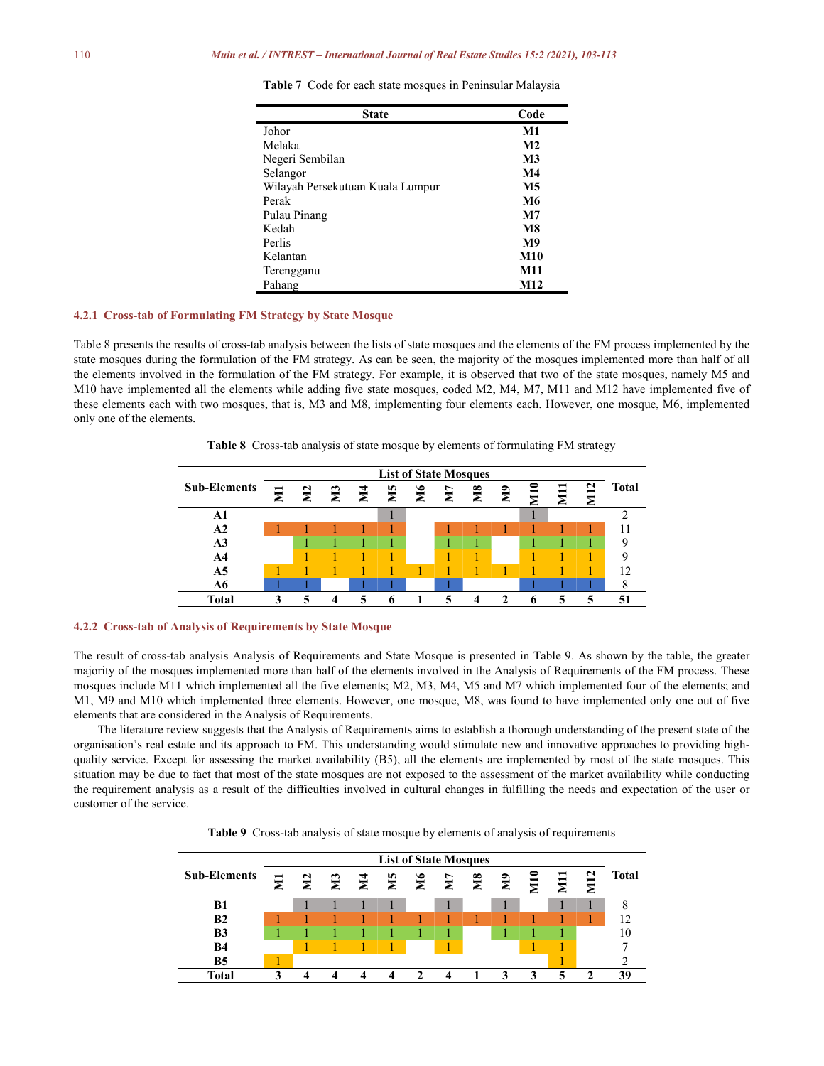**Table 7** Code for each state mosques in Peninsular Malaysia

| State | Code |
|---|---|
| Johor | **M1** |
| Melaka | **M2** |
| Negeri Sembilan | **M3** |
| Selangor | **M4** |
| Wilayah Persekutuan Kuala Lumpur | **M5** |
| Perak | **M6** |
| Pulau Pinang | **M7** |
| Kedah | **M8** |
| Perlis | **M9** |
| Kelantan | **M10** |
Terengganu | **M11** |
| Pahang | **M12** |

### 4.2.1 Cross-tab of Formulating FM Strategy by State Mosque

Table 8 presents the results of cross-tab analysis between the lists of state mosques and the elements of the FM process implemented by the state mosques during the formulation of the FM strategy. As can be seen, the majority of the mosques implemented more than half of all the elements involved in the formulation of the FM strategy. For example, it is observed that two of the state mosques, namely M5 and M10 have implemented all the elements while adding five state mosques, coded M2, M4, M7, M11 and M12 have implemented five of these elements each with two mosques, that is, M3 and M8, implementing four elements each. However, one mosque, M6, implemented only one of the elements.

**Table 8** Cross-tab analysis of state mosque by elements of formulating FM strategy

| Sub-Elements | List of State Mosques | | | | | | | | | | | | Total |
|---|---|---|---|---|---|---|---|---|---|---|---|---|---|
| | M1 | M2 | M3 | M4 | M5 | M6 | M7 | M8 | M9 | M10 | M11 | M12 | |
| **A1** | | | | | 1 | | | | | 1 | | | 2 |
| **A2** | 1 | 1 | 1 | 1 | 1 | | 1 | 1 | 1 | 1 | 1 | 1 | 11 |
| **A3** | | 1 | 1 | 1 | 1 | | 1 | 1 | | 1 | 1 | 1 | 9 |
| **A4** | | 1 | 1 | 1 | 1 | | 1 | 1 | | 1 | 1 | 1 | 9 |
| **A5** | 1 | 1 | 1 | 1 | 1 | 1 | 1 | 1 | 1 | 1 | 1 | 1 | 12 |
| **A6** | 1 | 1 | | 1 | 1 | | 1 | | | 1 | 1 | 1 | 8 |
| **Total** | **3** | **5** | **4** | **5** | **6** | **1** | **5** | **4** | **2** | **6** | **5** | **5** | **51** |

### 4.2.2 Cross-tab of Analysis of Requirements by State Mosque

The result of cross-tab analysis Analysis of Requirements and State Mosque is presented in Table 9. As shown by the table, the greater majority of the mosques implemented more than half of the elements involved in the Analysis of Requirements of the FM process. These mosques include M11 which implemented all the five elements; M2, M3, M4, M5 and M7 which implemented four of the elements; and M1, M9 and M10 which implemented three elements. However, one mosque, M8, was found to have implemented only one out of five elements that are considered in the Analysis of Requirements.

The literature review suggests that the Analysis of Requirements aims to establish a thorough understanding of the present state of the organisation's real estate and its approach to FM. This understanding would stimulate new and innovative approaches to providing high-quality service. Except for assessing the market availability (B5), all the elements are implemented by most of the state mosques. This situation may be due to fact that most of the state mosques are not exposed to the assessment of the market availability while conducting the requirement analysis as a result of the difficulties involved in cultural changes in fulfilling the needs and expectation of the user or customer of the service.

**Table 9** Cross-tab analysis of state mosque by elements of analysis of requirements

| Sub-Elements | List of State Mosques | | | | | | | | | | | | Total |
|---|---|---|---|---|---|---|---|---|---|---|---|---|---|
| | M1 | M2 | M3 | M4 | M5 | M6 | M7 | M8 | M9 | M10 | M11 | M12 | |
| **B1** | | 1 | 1 | 1 | 1 | | 1 | | 1 | | 1 | 1 | 8 |
| **B2** | 1 | 1 | 1 | 1 | 1 | 1 | 1 | 1 | 1 | 1 | 1 | 1 | 12 |
| **B3** | 1 | 1 | 1 | 1 | 1 | 1 | 1 | | 1 | 1 | 1 | | 10 |
| **B4** | | 1 | 1 | 1 | 1 | | 1 | | | 1 | 1 | | 7 |
| **B5** | 1 | | | | | | | | | | 1 | | 2 |
| **Total** | **3** | **4** | **4** | **4** | **4** | **2** | **4** | **1** | **3** | **3** | **5** | **2** | **39** |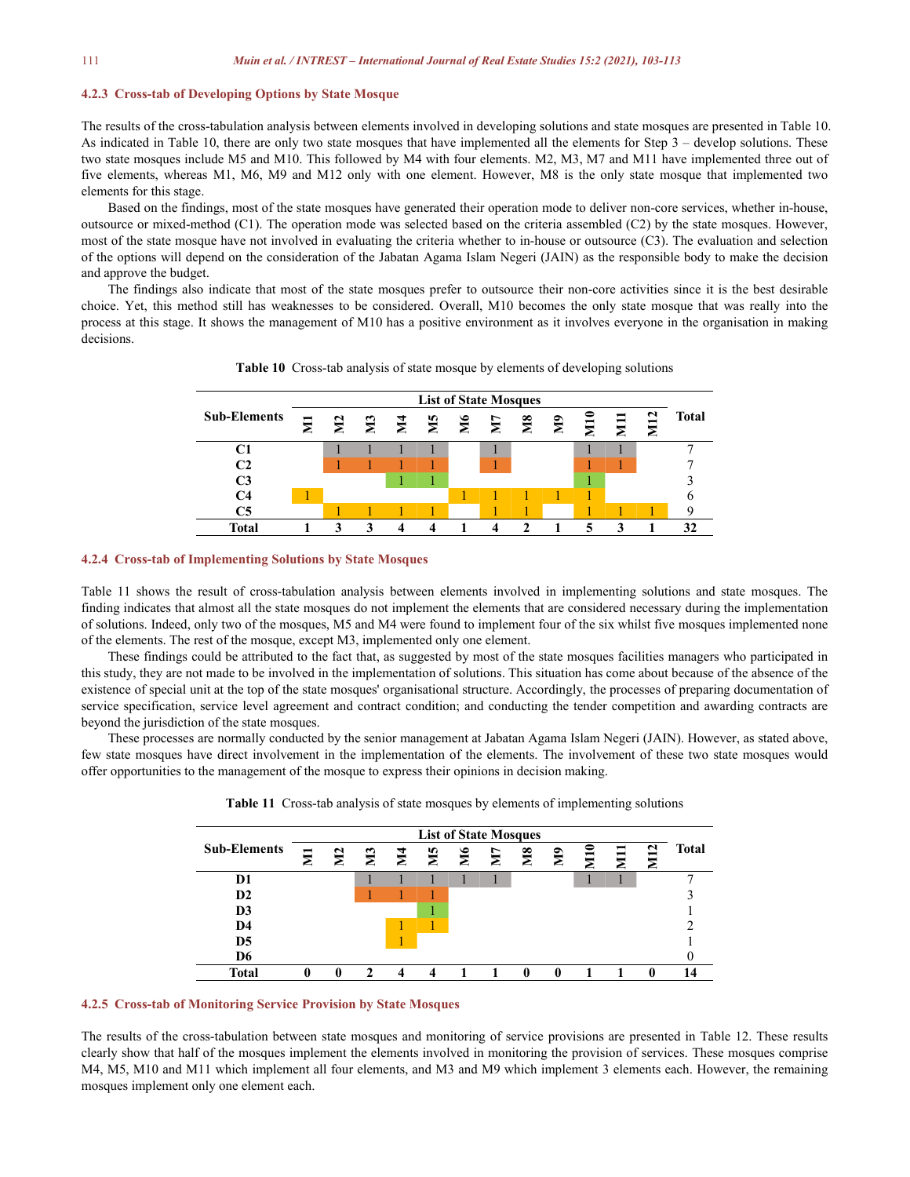### 4.2.3 Cross-tab of Developing Options by State Mosque

The results of the cross-tabulation analysis between elements involved in developing solutions and state mosques are presented in Table 10. As indicated in Table 10, there are only two state mosques that have implemented all the elements for Step 3 – develop solutions. These two state mosques include M5 and M10. This followed by M4 with four elements. M2, M3, M7 and M11 have implemented three out of five elements, whereas M1, M6, M9 and M12 only with one element. However, M8 is the only state mosque that implemented two elements for this stage.

Based on the findings, most of the state mosques have generated their operation mode to deliver non-core services, whether in-house, outsource or mixed-method (C1). The operation mode was selected based on the criteria assembled (C2) by the state mosques. However, most of the state mosque have not involved in evaluating the criteria whether to in-house or outsource (C3). The evaluation and selection of the options will depend on the consideration of the Jabatan Agama Islam Negeri (JAIN) as the responsible body to make the decision and approve the budget.

The findings also indicate that most of the state mosques prefer to outsource their non-core activities since it is the best desirable choice. Yet, this method still has weaknesses to be considered. Overall, M10 becomes the only state mosque that was really into the process at this stage. It shows the management of M10 has a positive environment as it involves everyone in the organisation in making decisions.

**Table 10** Cross-tab analysis of state mosque by elements of developing solutions

| Sub-Elements | List of State Mosques | | | | | | | | | | | | Total |
|---|---|---|---|---|---|---|---|---|---|---|---|---|---|
| | M1 | M2 | M3 | M4 | M5 | M6 | M7 | M8 | M9 | M10 | M11 | M12 | |
| C1 | | 1 | 1 | 1 | 1 | | 1 | | | 1 | 1 | | 7 |
| C2 | | 1 | 1 | 1 | 1 | | 1 | | | 1 | 1 | | 7 |
| C3 | | | | 1 | 1 | | | | | 1 | | | 3 |
| C4 | 1 | | | | | 1 | 1 | 1 | 1 | 1 | | | 6 |
| C5 | | 1 | 1 | 1 | 1 | | 1 | 1 | | 1 | 1 | 1 | 9 |
| **Total** | **1** | **3** | **3** | **4** | **4** | **1** | **4** | **2** | **1** | **5** | **3** | **1** | **32** |

### 4.2.4 Cross-tab of Implementing Solutions by State Mosques

Table 11 shows the result of cross-tabulation analysis between elements involved in implementing solutions and state mosques. The finding indicates that almost all the state mosques do not implement the elements that are considered necessary during the implementation of solutions. Indeed, only two of the mosques, M5 and M4 were found to implement four of the six whilst five mosques implemented none of the elements. The rest of the mosque, except M3, implemented only one element.

These findings could be attributed to the fact that, as suggested by most of the state mosques facilities managers who participated in this study, they are not made to be involved in the implementation of solutions. This situation has come about because of the absence of the existence of special unit at the top of the state mosques' organisational structure. Accordingly, the processes of preparing documentation of service specification, service level agreement and contract condition; and conducting the tender competition and awarding contracts are beyond the jurisdiction of the state mosques.

These processes are normally conducted by the senior management at Jabatan Agama Islam Negeri (JAIN). However, as stated above, few state mosques have direct involvement in the implementation of the elements. The involvement of these two state mosques would offer opportunities to the management of the mosque to express their opinions in decision making.

**Table 11** Cross-tab analysis of state mosques by elements of implementing solutions

| Sub-Elements | List of State Mosques | | | | | | | | | | | | Total |
|---|---|---|---|---|---|---|---|---|---|---|---|---|---|
| | M1 | M2 | M3 | M4 | M5 | M6 | M7 | M8 | M9 | M10 | M11 | M12 | |
| D1 | | | 1 | 1 | 1 | 1 | 1 | | | 1 | 1 | | 7 |
| D2 | | | 1 | 1 | 1 | | | | | | | | 3 |
| D3 | | | | | 1 | | | | | | | | 1 |
| D4 | | | | 1 | 1 | | | | | | | | 2 |
| D5 | | | | 1 | | | | | | | | | 1 |
| D6 | | | | | | | | | | | | | 0 |
| **Total** | **0** | **0** | **2** | **4** | **4** | **1** | **1** | **0** | **0** | **1** | **1** | **0** | **14** |

### 4.2.5 Cross-tab of Monitoring Service Provision by State Mosques

The results of the cross-tabulation between state mosques and monitoring of service provisions are presented in Table 12. These results clearly show that half of the mosques implement the elements involved in monitoring the provision of services. These mosques comprise M4, M5, M10 and M11 which implement all four elements, and M3 and M9 which implement 3 elements each. However, the remaining mosques implement only one element each.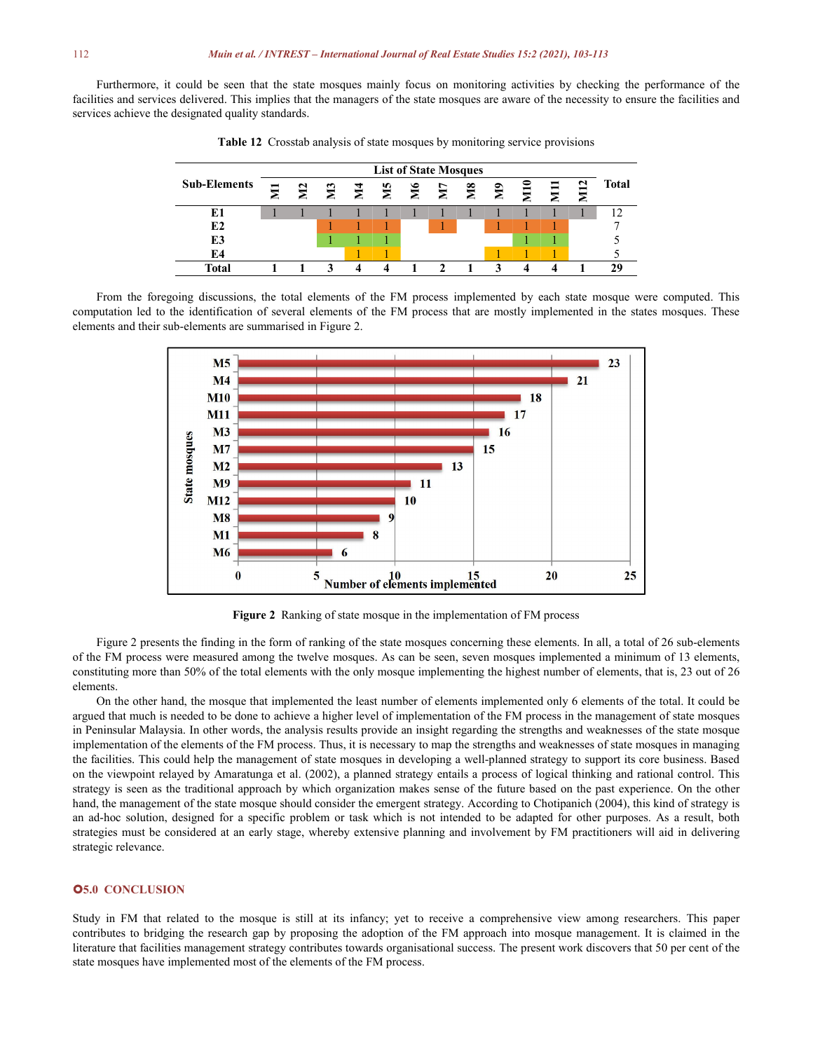Furthermore, it could be seen that the state mosques mainly focus on monitoring activities by checking the performance of the facilities and services delivered. This implies that the managers of the state mosques are aware of the necessity to ensure the facilities and services achieve the designated quality standards.

**Table 12** Crosstab analysis of state mosques by monitoring service provisions

| Sub-Elements | List of State Mosques | | | | | | | | | | | | Total |
|---|---|---|---|---|---|---|---|---|---|---|---|---|---|
| | M1 | M2 | M3 | M4 | M5 | M6 | M7 | M8 | M9 | M10 | M11 | M12 | |
| E1 | 1 | 1 | 1 | 1 | 1 | 1 | 1 | 1 | 1 | 1 | 1 | 1 | 12 |
| E2 | | | 1 | 1 | 1 | | 1 | | 1 | 1 | 1 | | 7 |
| E3 | | | 1 | 1 | 1 | | | | | 1 | 1 | | 5 |
| E4 | | | | 1 | 1 | | | | 1 | 1 | 1 | | 5 |
| **Total** | **1** | **1** | **3** | **4** | **4** | **1** | **2** | **1** | **3** | **4** | **4** | **1** | **29** |

From the foregoing discussions, the total elements of the FM process implemented by each state mosque were computed. This computation led to the identification of several elements of the FM process that are mostly implemented in the states mosques. These elements and their sub-elements are summarised in Figure 2.

**Figure 2** Ranking of state mosque in the implementation of FM process

Figure 2 presents the finding in the form of ranking of the state mosques concerning these elements. In all, a total of 26 sub-elements of the FM process were measured among the twelve mosques. As can be seen, seven mosques implemented a minimum of 13 elements, constituting more than 50% of the total elements with the only mosque implementing the highest number of elements, that is, 23 out of 26 elements.

On the other hand, the mosque that implemented the least number of elements implemented only 6 elements of the total. It could be argued that much is needed to be done to achieve a higher level of implementation of the FM process in the management of state mosques in Peninsular Malaysia. In other words, the analysis results provide an insight regarding the strengths and weaknesses of the state mosque implementation of the elements of the FM process. Thus, it is necessary to map the strengths and weaknesses of state mosques in managing the facilities. This could help the management of state mosques in developing a well-planned strategy to support its core business. Based on the viewpoint relayed by Amaratunga et al. (2002), a planned strategy entails a process of logical thinking and rational control. This strategy is seen as the traditional approach by which organization makes sense of the future based on the past experience. On the other hand, the management of the state mosque should consider the emergent strategy. According to Chotipanich (2004), this kind of strategy is an ad-hoc solution, designed for a specific problem or task which is not intended to be adapted for other purposes. As a result, both strategies must be considered at an early stage, whereby extensive planning and involvement by FM practitioners will aid in delivering strategic relevance.

## 5.0 CONCLUSION

Study in FM that related to the mosque is still at its infancy; yet to receive a comprehensive view among researchers. This paper contributes to bridging the research gap by proposing the adoption of the FM approach into mosque management. It is claimed in the literature that facilities management strategy contributes towards organisational success. The present work discovers that 50 per cent of the state mosques have implemented most of the elements of the FM process.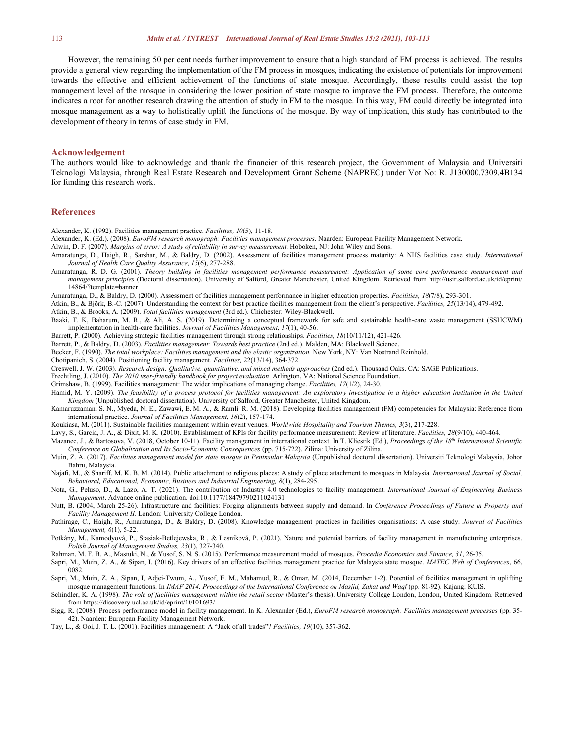However, the remaining 50 per cent needs further improvement to ensure that a high standard of FM process is achieved. The results provide a general view regarding the implementation of the FM process in mosques, indicating the existence of potentials for improvement towards the effective and efficient achievement of the functions of state mosque. Accordingly, these results could assist the top management level of the mosque in considering the lower position of state mosque to improve the FM process. Therefore, the outcome indicates a root for another research drawing the attention of study in FM to the mosque. In this way, FM could directly be integrated into mosque management as a way to holistically uplift the functions of the mosque. By way of implication, this study has contributed to the development of theory in terms of case study in FM.

## Acknowledgement

The authors would like to acknowledge and thank the financier of this research project, the Government of Malaysia and Universiti Teknologi Malaysia, through Real Estate Research and Development Grant Scheme (NAPREC) under Vot No: R. J130000.7309.4B134 for funding this research work.

## References

Alexander, K. (1992). Facilities management practice. *Facilities, 10*(5), 11-18.

Alexander, K. (Ed.). (2008). *EuroFM research monograph: Facilities management processes*. Naarden: European Facility Management Network.

Alwin, D. F. (2007). *Margins of error: A study of reliability in survey measurement*. Hoboken, NJ: John Wiley and Sons.

Amaratunga, D., Haigh, R., Sarshar, M., & Baldry, D. (2002). Assessment of facilities management process maturity: A NHS facilities case study. *International Journal of Health Care Quality Assurance, 15*(6), 277-288.

Amaratunga, R. D. G. (2001). *Theory building in facilities management performance measurement: Application of some core performance measurement and management principles* (Doctoral dissertation). University of Salford, Greater Manchester, United Kingdom. Retrieved from http://usir.salford.ac.uk/id/eprint/14864/?template=banner

Amaratunga, D., & Baldry, D. (2000). Assessment of facilities management performance in higher education properties. *Facilities, 18*(7/8), 293-301.

Atkin, B., & Björk, B.-C. (2007). Understanding the context for best practice facilities management from the client's perspective. *Facilities, 25*(13/14), 479-492.

Atkin, B., & Brooks, A. (2009). *Total facilities management* (3rd ed.). Chichester: Wiley-Blackwell.

Baaki, T. K, Baharum, M. R., & Ali, A. S. (2019). Determining a conceptual framework for safe and sustainable health-care waste management (SSHCWM) implementation in health-care facilities. *Journal of Facilities Management, 17*(1), 40-56.

Barrett, P. (2000). Achieving strategic facilities management through strong relationships. *Facilities, 18*(10/11/12), 421-426.

Barrett, P., & Baldry, D. (2003). *Facilities management: Towards best practice* (2nd ed.). Malden, MA: Blackwell Science.

Becker, F. (1990). *The total workplace: Facilities management and the elastic organization.* New York, NY: Van Nostrand Reinhold.

Chotipanich, S. (2004). Positioning facility management. *Facilities,* 22(13/14), 364-372.

Creswell, J. W. (2003). *Research design: Qualitative, quantitative, and mixed methods approaches* (2nd ed.). Thousand Oaks, CA: SAGE Publications.

Frechtling, J. (2010). *The 2010 user-friendly handbook for project evaluation*. Arlington, VA: National Science Foundation.

Grimshaw, B. (1999). Facilities management: The wider implications of managing change. *Facilities, 17*(1/2), 24-30.

Hamid, M. Y. (2009). *The feasibility of a process protocol for facilities management: An exploratory investigation in a higher education institution in the United Kingdom* (Unpublished doctoral dissertation). University of Salford, Greater Manchester, United Kingdom.

Kamaruzzaman, S. N., Myeda, N. E., Zawawi, E. M. A., & Ramli, R. M. (2018). Developing facilities management (FM) competencies for Malaysia: Reference from international practice. *Journal of Facilities Management, 16*(2), 157-174.

Koukiasa, M. (2011). Sustainable facilities management within event venues. *Worldwide Hospitality and Tourism Themes, 3*(3), 217-228.

Lavy, S., Garcia, J. A., & Dixit, M. K. (2010). Establishment of KPIs for facility performance measurement: Review of literature. *Facilities, 28*(9/10), 440-464.

Mazanec, J., & Bartosova, V. (2018, October 10-11). Facility management in international context. In T. Kliestik (Ed.), *Proceedings of the 18th International Scientific Conference on Globalization and Its Socio-Economic Consequences* (pp. 715-722). Zilina: University of Zilina.

Muin, Z. A. (2017). *Facilities management model for state mosque in Peninsular Malaysia* (Unpublished doctoral dissertation). Universiti Teknologi Malaysia, Johor Bahru, Malaysia.

Najafi, M., & Shariff. M. K. B. M. (2014). Public attachment to religious places: A study of place attachment to mosques in Malaysia. *International Journal of Social, Behavioral, Educational, Economic, Business and Industrial Engineering, 8*(1), 284-295.

Nota, G., Peluso, D., & Lazo, A. T. (2021). The contribution of Industry 4.0 technologies to facility management. *International Journal of Engineering Business Management*. Advance online publication. doi:10.1177/18479790211024131

Nutt, B. (2004, March 25-26). Infrastructure and facilities: Forging alignments between supply and demand. In *Conference Proceedings of Future in Property and Facility Management II*. London: University College London.

Pathirage, C., Haigh, R., Amaratunga, D., & Baldry, D. (2008). Knowledge management practices in facilities organisations: A case study. *Journal of Facilities Management, 6*(1), 5-22.

Potkány, M., Kamodyová, P., Stasiak-Betlejewska, R., & Lesníková, P. (2021). Nature and potential barriers of facility management in manufacturing enterprises. *Polish Journal of Management Studies, 23*(1), 327-340.

Rahman, M. F. B. A., Mastuki, N., & Yusof, S. N. S. (2015). Performance measurement model of mosques. *Procedia Economics and Finance, 31*, 26-35.

Sapri, M., Muin, Z. A., & Sipan, I. (2016). Key drivers of an effective facilities management practice for Malaysia state mosque. *MATEC Web of Conferences*, 66, 0082.

Sapri, M., Muin, Z. A., Sipan, I, Adjei-Twum, A., Yusof, F. M., Mahamud, R., & Omar, M. (2014, December 1-2). Potential of facilities management in uplifting mosque management functions. In *IMAF 2014. Proceedings of the International Conference on Masjid, Zakat and Waqf* (pp. 81-92). Kajang: KUIS.

Schindler, K. A. (1998). *The role of facilities management within the retail sector* (Master's thesis). University College London, London, United Kingdom. Retrieved from https://discovery.ucl.ac.uk/id/eprint/10101693/

Sigg, R. (2008). Process performance model in facility management. In K. Alexander (Ed.), *EuroFM research monograph: Facilities management processes* (pp. 35-42). Naarden: European Facility Management Network.

Tay, L., & Ooi, J. T. L. (2001). Facilities management: A "Jack of all trades"? *Facilities, 19*(10), 357-362.